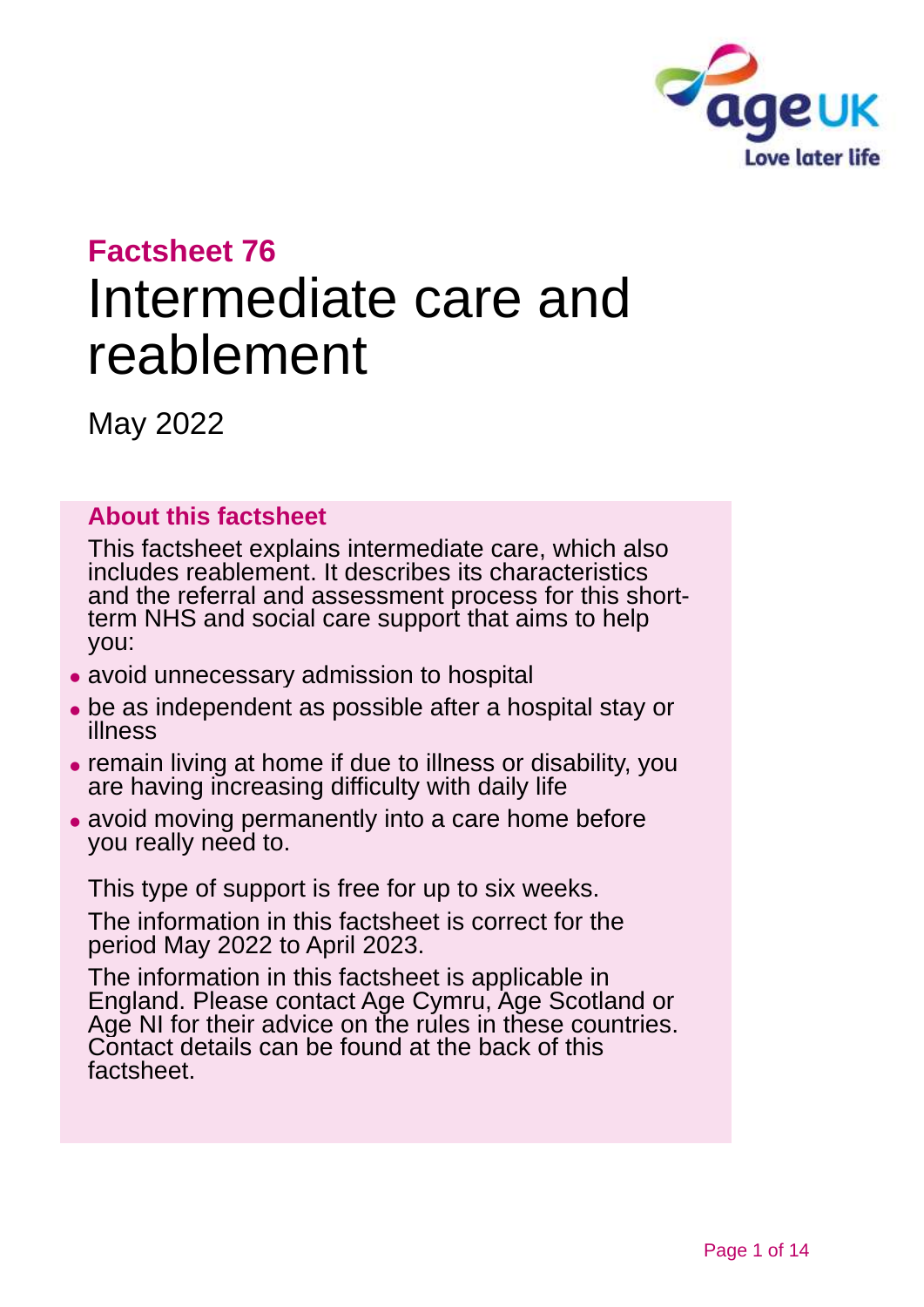**Factsheet 76**

# Intermediate care and reablement

May 2022

## About this factsheet

This factsheet explains intermediate care, which also includes reablement. It describes its characteristics and the referral and assessment process for this short-term NHS and social care support that aims to help you:

- avoid unnecessary admission to hospital
- be as independent as possible after a hospital stay or illness
- remain living at home if due to illness or disability, you are having increasing difficulty with daily life
- avoid moving permanently into a care home before you really need to.

This type of support is free for up to six weeks.

The information in this factsheet is correct for the period May 2022 to April 2023.

The information in this factsheet is applicable in England. Please contact Age Cymru, Age Scotland or Age NI for their advice on the rules in these countries. Contact details can be found at the back of this factsheet.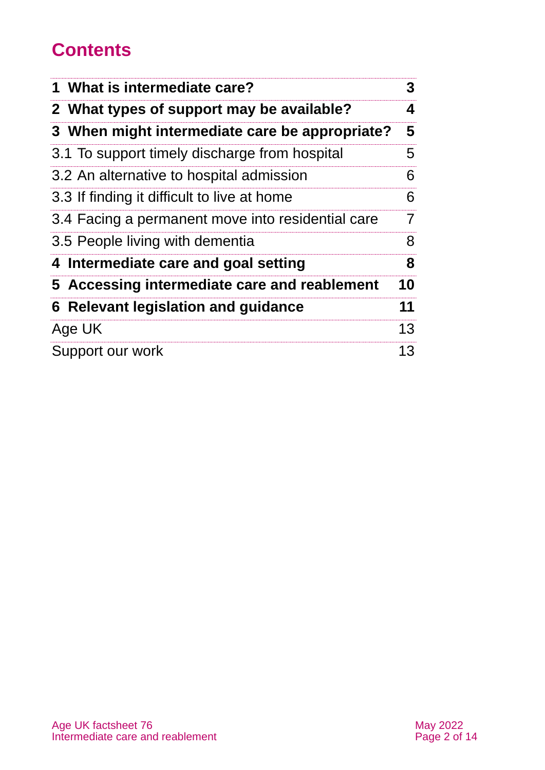# Contents

| | |
|---|---|
| **1 What is intermediate care?** | **3** |
| **2 What types of support may be available?** | **4** |
| **3 When might intermediate care be appropriate?** | **5** |
| 3.1 To support timely discharge from hospital | 5 |
| 3.2 An alternative to hospital admission | 6 |
| 3.3 If finding it difficult to live at home | 6 |
| 3.4 Facing a permanent move into residential care | 7 |
| 3.5 People living with dementia | 8 |
| **4 Intermediate care and goal setting** | **8** |
| **5 Accessing intermediate care and reablement** | **10** |
| **6 Relevant legislation and guidance** | **11** |
| Age UK | 13 |
| Support our work | 13 |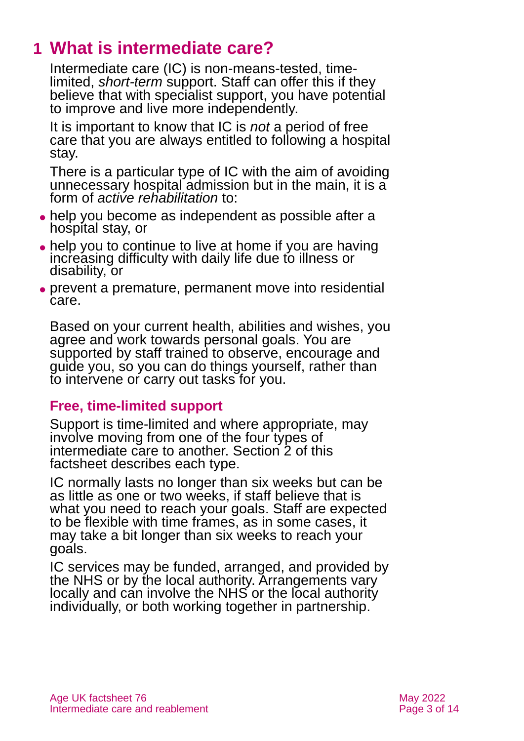# 1 What is intermediate care?

Intermediate care (IC) is non-means-tested, time-limited, *short-term* support. Staff can offer this if they believe that with specialist support, you have potential to improve and live more independently.

It is important to know that IC is *not* a period of free care that you are always entitled to following a hospital stay.

There is a particular type of IC with the aim of avoiding unnecessary hospital admission but in the main, it is a form of *active rehabilitation* to:

- help you become as independent as possible after a hospital stay, or
- help you to continue to live at home if you are having increasing difficulty with daily life due to illness or disability, or
- prevent a premature, permanent move into residential care.

Based on your current health, abilities and wishes, you agree and work towards personal goals. You are supported by staff trained to observe, encourage and guide you, so you can do things yourself, rather than to intervene or carry out tasks for you.

## Free, time-limited support

Support is time-limited and where appropriate, may involve moving from one of the four types of intermediate care to another. Section 2 of this factsheet describes each type.

IC normally lasts no longer than six weeks but can be as little as one or two weeks, if staff believe that is what you need to reach your goals. Staff are expected to be flexible with time frames, as in some cases, it may take a bit longer than six weeks to reach your goals.

IC services may be funded, arranged, and provided by the NHS or by the local authority. Arrangements vary locally and can involve the NHS or the local authority individually, or both working together in partnership.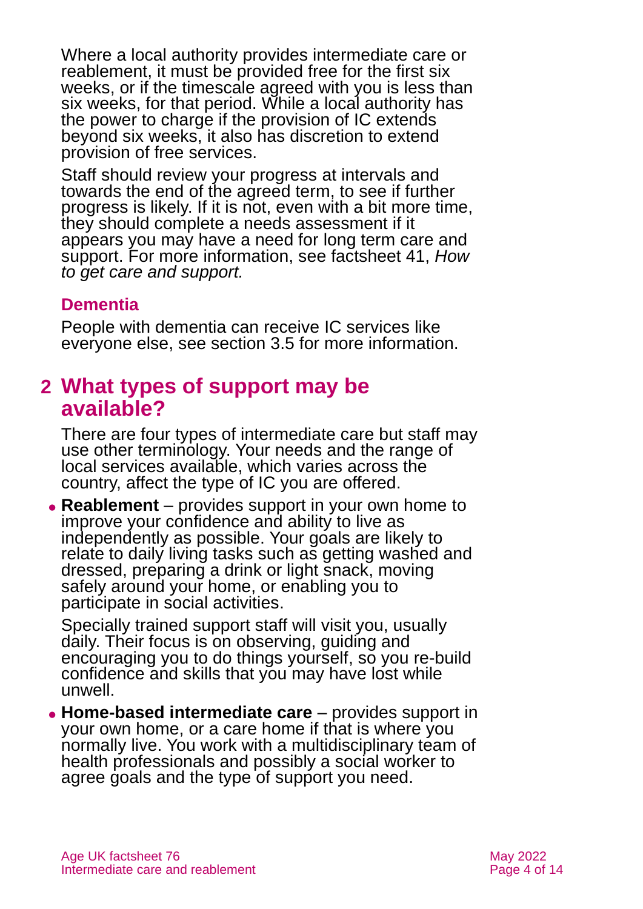Where a local authority provides intermediate care or reablement, it must be provided free for the first six weeks, or if the timescale agreed with you is less than six weeks, for that period. While a local authority has the power to charge if the provision of IC extends beyond six weeks, it also has discretion to extend provision of free services.

Staff should review your progress at intervals and towards the end of the agreed term, to see if further progress is likely. If it is not, even with a bit more time, they should complete a needs assessment if it appears you may have a need for long term care and support. For more information, see factsheet 41, *How to get care and support.*

### Dementia

People with dementia can receive IC services like everyone else, see section 3.5 for more information.

## 2 What types of support may be available?

There are four types of intermediate care but staff may use other terminology. Your needs and the range of local services available, which varies across the country, affect the type of IC you are offered.

- **Reablement** – provides support in your own home to improve your confidence and ability to live as independently as possible. Your goals are likely to relate to daily living tasks such as getting washed and dressed, preparing a drink or light snack, moving safely around your home, or enabling you to participate in social activities.

  Specially trained support staff will visit you, usually daily. Their focus is on observing, guiding and encouraging you to do things yourself, so you re-build confidence and skills that you may have lost while unwell.

- **Home-based intermediate care** – provides support in your own home, or a care home if that is where you normally live. You work with a multidisciplinary team of health professionals and possibly a social worker to agree goals and the type of support you need.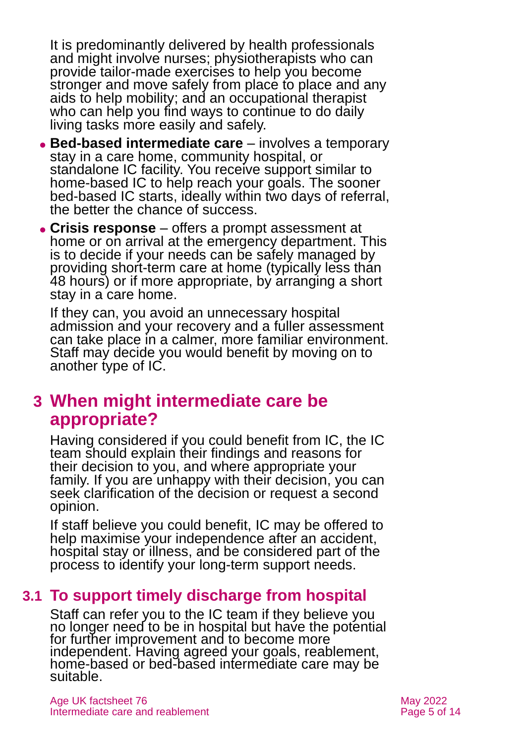It is predominantly delivered by health professionals and might involve nurses; physiotherapists who can provide tailor-made exercises to help you become stronger and move safely from place to place and any aids to help mobility; and an occupational therapist who can help you find ways to continue to do daily living tasks more easily and safely.

- **Bed-based intermediate care** – involves a temporary stay in a care home, community hospital, or standalone IC facility. You receive support similar to home-based IC to help reach your goals. The sooner bed-based IC starts, ideally within two days of referral, the better the chance of success.
- **Crisis response** – offers a prompt assessment at home or on arrival at the emergency department. This is to decide if your needs can be safely managed by providing short-term care at home (typically less than 48 hours) or if more appropriate, by arranging a short stay in a care home.

  If they can, you avoid an unnecessary hospital admission and your recovery and a fuller assessment can take place in a calmer, more familiar environment. Staff may decide you would benefit by moving on to another type of IC.

## 3 When might intermediate care be appropriate?

Having considered if you could benefit from IC, the IC team should explain their findings and reasons for their decision to you, and where appropriate your family. If you are unhappy with their decision, you can seek clarification of the decision or request a second opinion.

If staff believe you could benefit, IC may be offered to help maximise your independence after an accident, hospital stay or illness, and be considered part of the process to identify your long-term support needs.

### 3.1 To support timely discharge from hospital

Staff can refer you to the IC team if they believe you no longer need to be in hospital but have the potential for further improvement and to become more independent. Having agreed your goals, reablement, home-based or bed-based intermediate care may be suitable.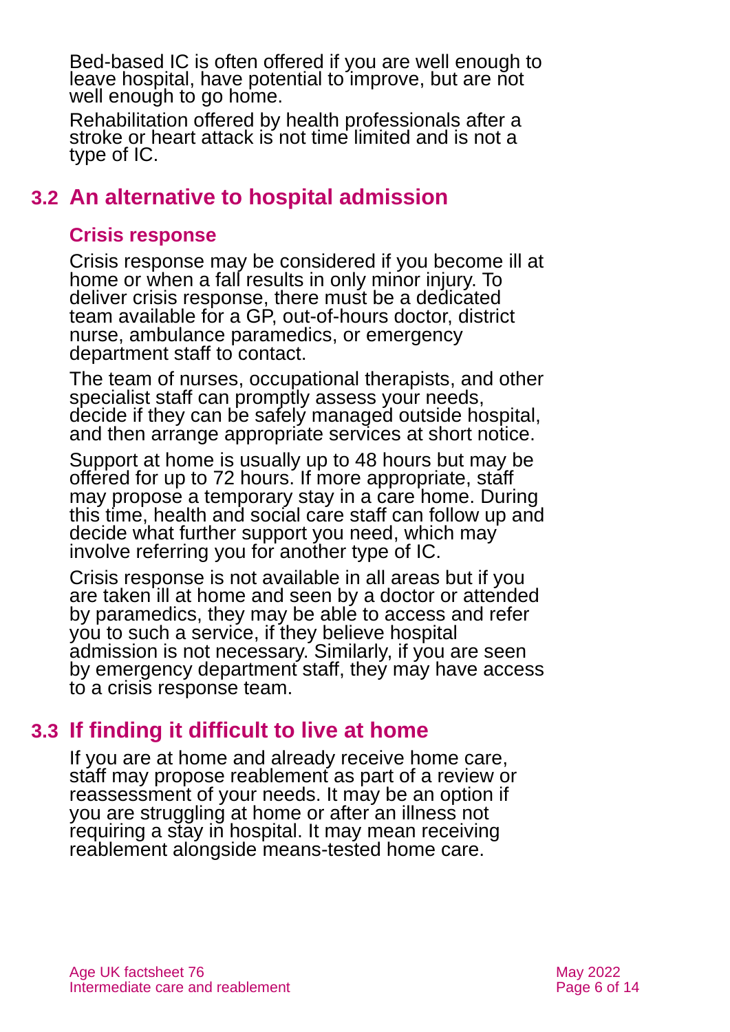Bed-based IC is often offered if you are well enough to leave hospital, have potential to improve, but are not well enough to go home.

Rehabilitation offered by health professionals after a stroke or heart attack is not time limited and is not a type of IC.

## 3.2 An alternative to hospital admission

### Crisis response

Crisis response may be considered if you become ill at home or when a fall results in only minor injury. To deliver crisis response, there must be a dedicated team available for a GP, out-of-hours doctor, district nurse, ambulance paramedics, or emergency department staff to contact.

The team of nurses, occupational therapists, and other specialist staff can promptly assess your needs, decide if they can be safely managed outside hospital, and then arrange appropriate services at short notice.

Support at home is usually up to 48 hours but may be offered for up to 72 hours. If more appropriate, staff may propose a temporary stay in a care home. During this time, health and social care staff can follow up and decide what further support you need, which may involve referring you for another type of IC.

Crisis response is not available in all areas but if you are taken ill at home and seen by a doctor or attended by paramedics, they may be able to access and refer you to such a service, if they believe hospital admission is not necessary. Similarly, if you are seen by emergency department staff, they may have access to a crisis response team.

## 3.3 If finding it difficult to live at home

If you are at home and already receive home care, staff may propose reablement as part of a review or reassessment of your needs. It may be an option if you are struggling at home or after an illness not requiring a stay in hospital. It may mean receiving reablement alongside means-tested home care.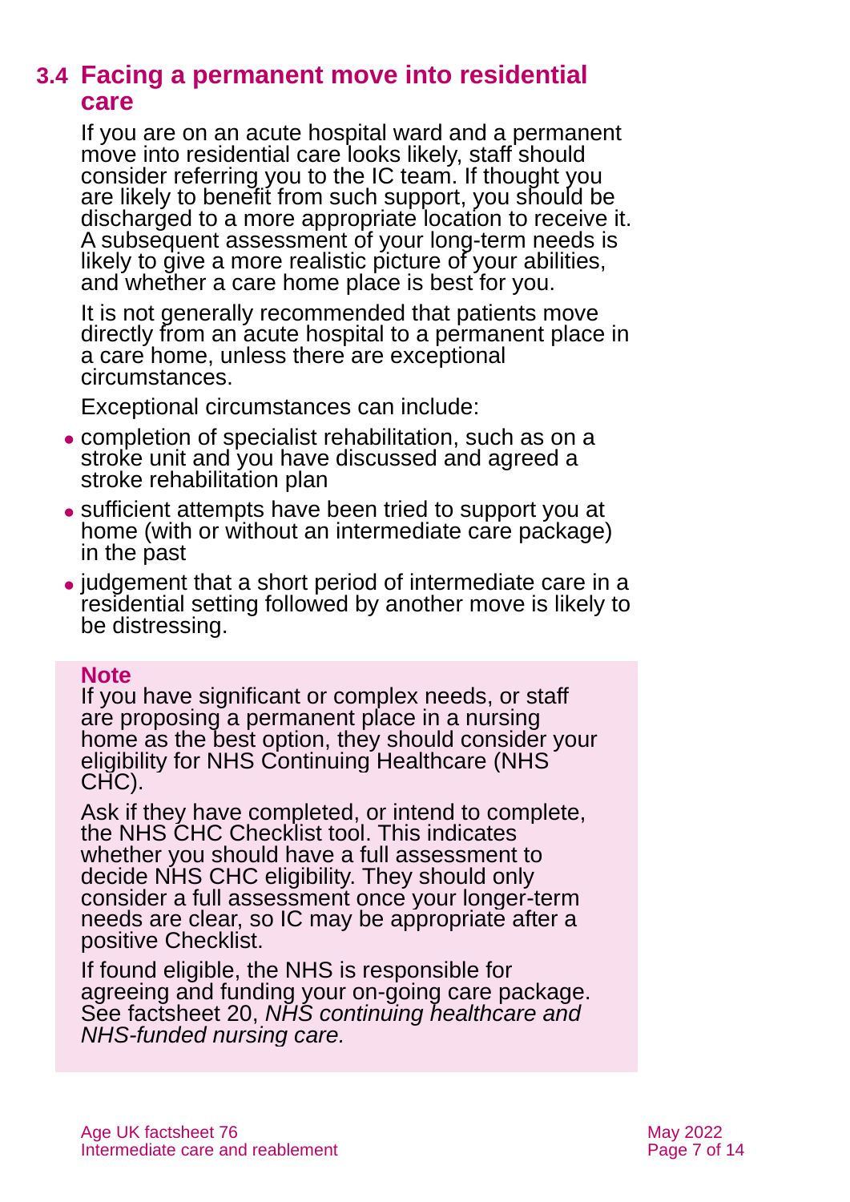## 3.4 Facing a permanent move into residential care

If you are on an acute hospital ward and a permanent move into residential care looks likely, staff should consider referring you to the IC team. If thought you are likely to benefit from such support, you should be discharged to a more appropriate location to receive it. A subsequent assessment of your long-term needs is likely to give a more realistic picture of your abilities, and whether a care home place is best for you.

It is not generally recommended that patients move directly from an acute hospital to a permanent place in a care home, unless there are exceptional circumstances.

Exceptional circumstances can include:

- completion of specialist rehabilitation, such as on a stroke unit and you have discussed and agreed a stroke rehabilitation plan
- sufficient attempts have been tried to support you at home (with or without an intermediate care package) in the past
- judgement that a short period of intermediate care in a residential setting followed by another move is likely to be distressing.

**Note**

If you have significant or complex needs, or staff are proposing a permanent place in a nursing home as the best option, they should consider your eligibility for NHS Continuing Healthcare (NHS CHC).

Ask if they have completed, or intend to complete, the NHS CHC Checklist tool. This indicates whether you should have a full assessment to decide NHS CHC eligibility. They should only consider a full assessment once your longer-term needs are clear, so IC may be appropriate after a positive Checklist.

If found eligible, the NHS is responsible for agreeing and funding your on-going care package. See factsheet 20, *NHS continuing healthcare and NHS-funded nursing care.*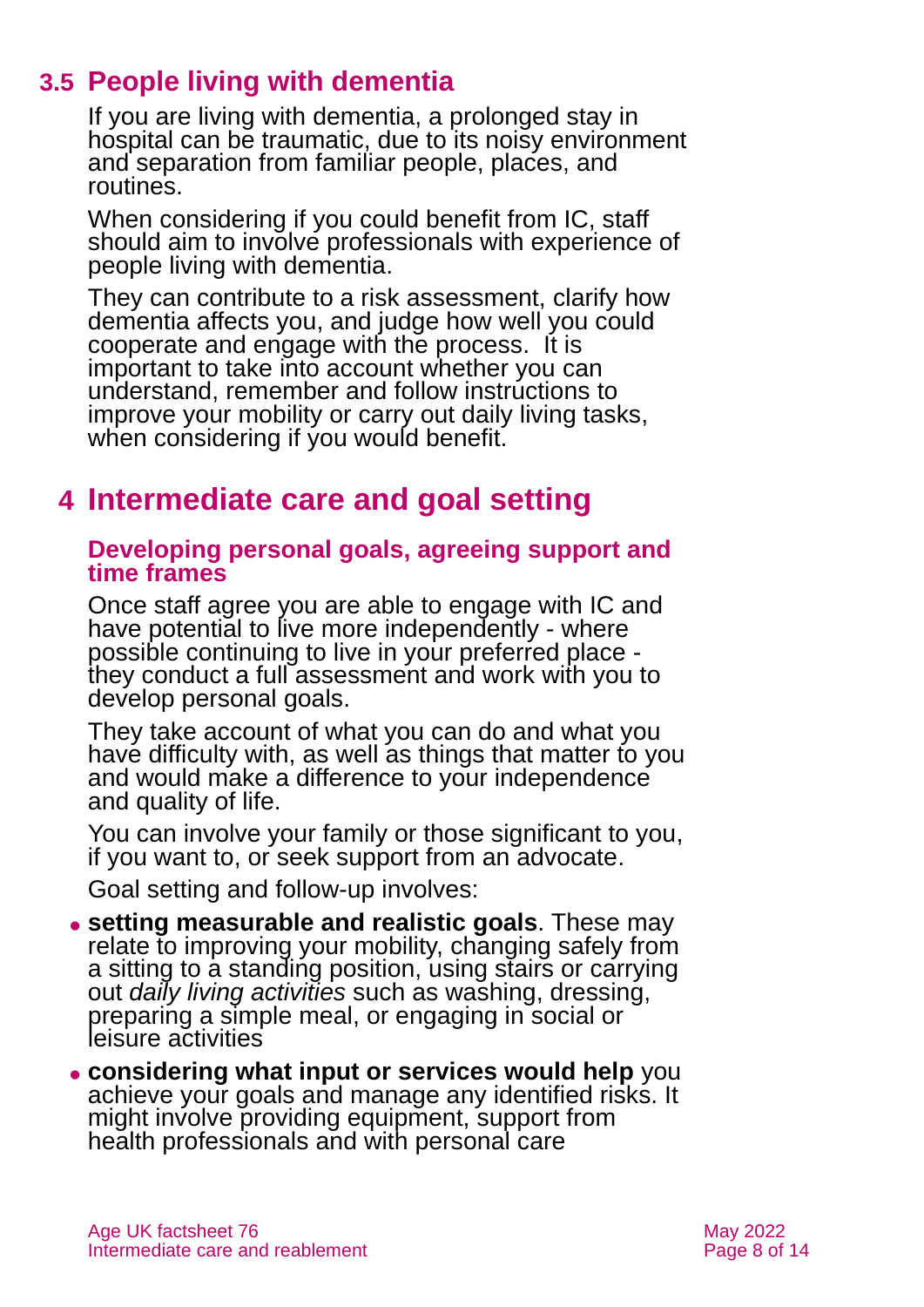## 3.5 People living with dementia

If you are living with dementia, a prolonged stay in hospital can be traumatic, due to its noisy environment and separation from familiar people, places, and routines.

When considering if you could benefit from IC, staff should aim to involve professionals with experience of people living with dementia.

They can contribute to a risk assessment, clarify how dementia affects you, and judge how well you could cooperate and engage with the process. It is important to take into account whether you can understand, remember and follow instructions to improve your mobility or carry out daily living tasks, when considering if you would benefit.

# 4 Intermediate care and goal setting

### Developing personal goals, agreeing support and time frames

Once staff agree you are able to engage with IC and have potential to live more independently - where possible continuing to live in your preferred place - they conduct a full assessment and work with you to develop personal goals.

They take account of what you can do and what you have difficulty with, as well as things that matter to you and would make a difference to your independence and quality of life.

You can involve your family or those significant to you, if you want to, or seek support from an advocate.

Goal setting and follow-up involves:

- **setting measurable and realistic goals**. These may relate to improving your mobility, changing safely from a sitting to a standing position, using stairs or carrying out *daily living activities* such as washing, dressing, preparing a simple meal, or engaging in social or leisure activities
- **considering what input or services would help** you achieve your goals and manage any identified risks. It might involve providing equipment, support from health professionals and with personal care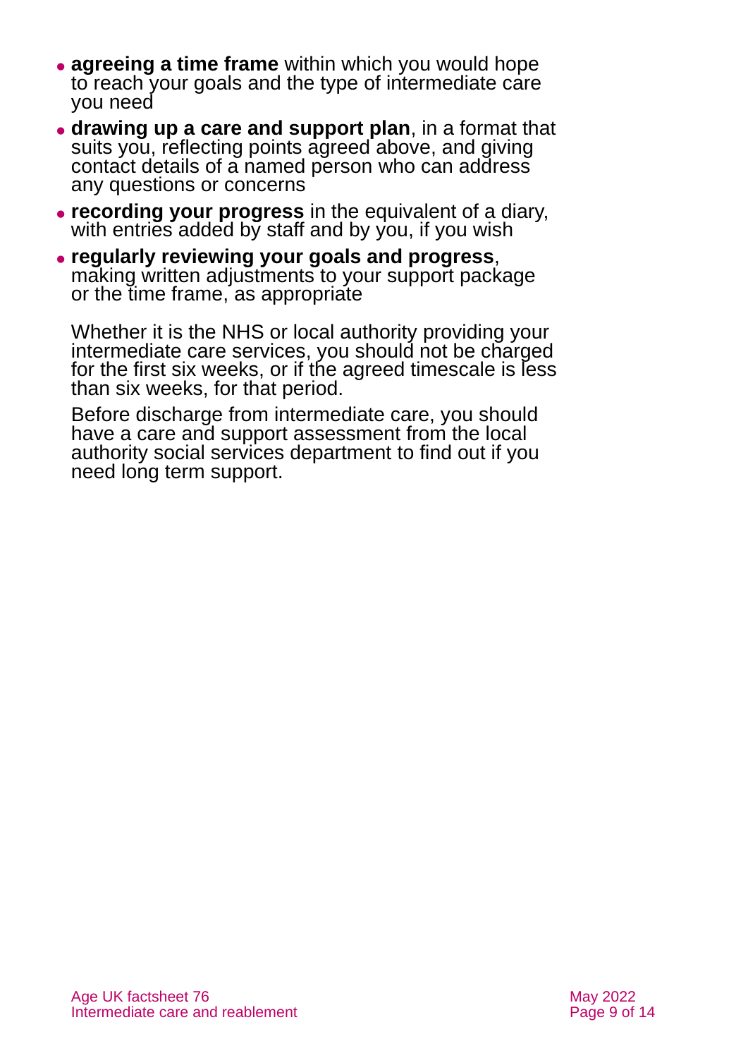- **agreeing a time frame** within which you would hope to reach your goals and the type of intermediate care you need
- **drawing up a care and support plan**, in a format that suits you, reflecting points agreed above, and giving contact details of a named person who can address any questions or concerns
- **recording your progress** in the equivalent of a diary, with entries added by staff and by you, if you wish
- **regularly reviewing your goals and progress**, making written adjustments to your support package or the time frame, as appropriate

Whether it is the NHS or local authority providing your intermediate care services, you should not be charged for the first six weeks, or if the agreed timescale is less than six weeks, for that period.

Before discharge from intermediate care, you should have a care and support assessment from the local authority social services department to find out if you need long term support.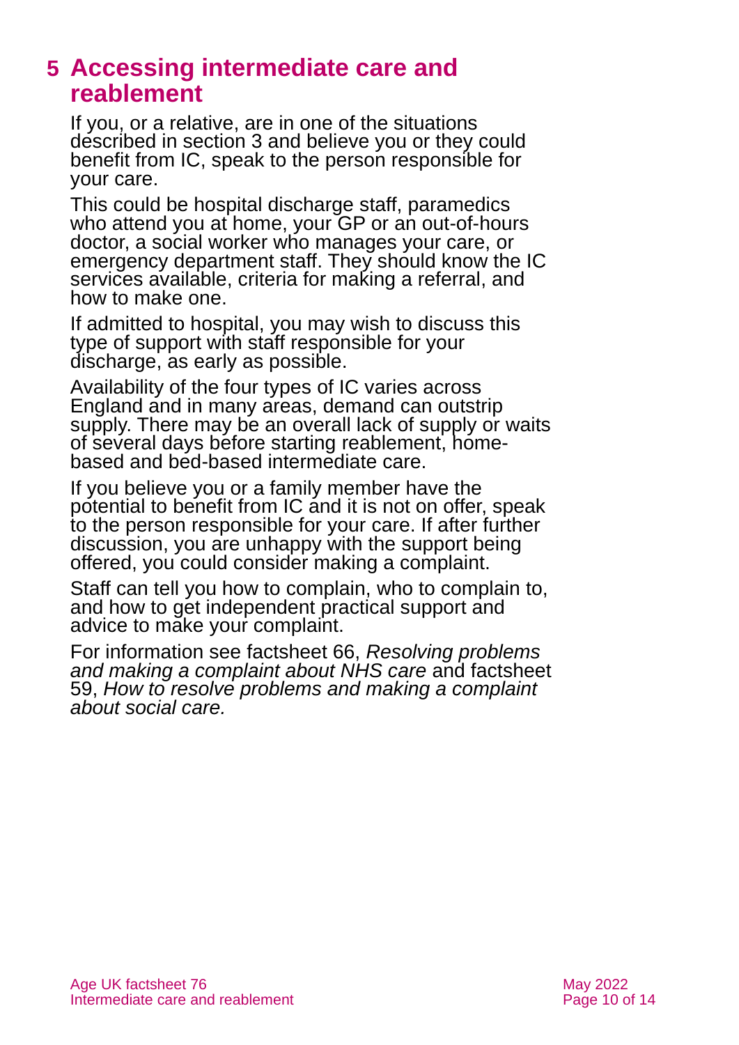## 5 Accessing intermediate care and reablement

If you, or a relative, are in one of the situations described in section 3 and believe you or they could benefit from IC, speak to the person responsible for your care.

This could be hospital discharge staff, paramedics who attend you at home, your GP or an out-of-hours doctor, a social worker who manages your care, or emergency department staff. They should know the IC services available, criteria for making a referral, and how to make one.

If admitted to hospital, you may wish to discuss this type of support with staff responsible for your discharge, as early as possible.

Availability of the four types of IC varies across England and in many areas, demand can outstrip supply. There may be an overall lack of supply or waits of several days before starting reablement, home-based and bed-based intermediate care.

If you believe you or a family member have the potential to benefit from IC and it is not on offer, speak to the person responsible for your care. If after further discussion, you are unhappy with the support being offered, you could consider making a complaint.

Staff can tell you how to complain, who to complain to, and how to get independent practical support and advice to make your complaint.

For information see factsheet 66, *Resolving problems and making a complaint about NHS care* and factsheet 59, *How to resolve problems and making a complaint about social care.*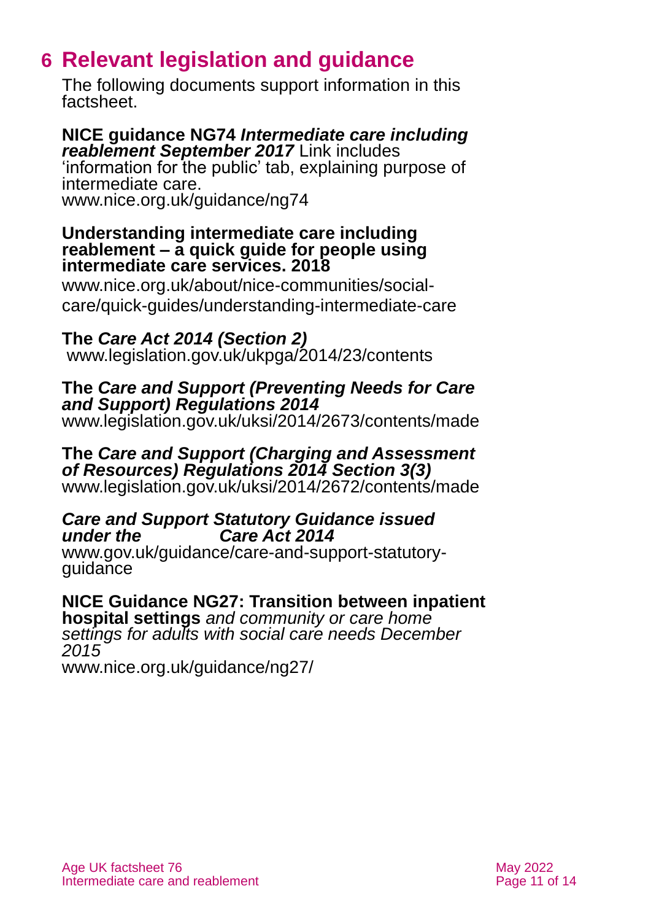# 6 Relevant legislation and guidance

The following documents support information in this factsheet.

**NICE guidance NG74 *Intermediate care including reablement September 2017*** Link includes 'information for the public' tab, explaining purpose of intermediate care.
www.nice.org.uk/guidance/ng74

**Understanding intermediate care including reablement – a quick guide for people using intermediate care services. 2018**
www.nice.org.uk/about/nice-communities/social-care/quick-guides/understanding-intermediate-care

**The *Care Act 2014 (Section 2)***
www.legislation.gov.uk/ukpga/2014/23/contents

**The *Care and Support (Preventing Needs for Care and Support) Regulations 2014***
www.legislation.gov.uk/uksi/2014/2673/contents/made

**The *Care and Support (Charging and Assessment of Resources) Regulations 2014 Section 3(3)***
www.legislation.gov.uk/uksi/2014/2672/contents/made

***Care and Support Statutory Guidance issued under the Care Act 2014***
www.gov.uk/guidance/care-and-support-statutory-guidance

**NICE Guidance NG27: Transition between inpatient hospital settings** *and community or care home settings for adults with social care needs December 2015*
www.nice.org.uk/guidance/ng27/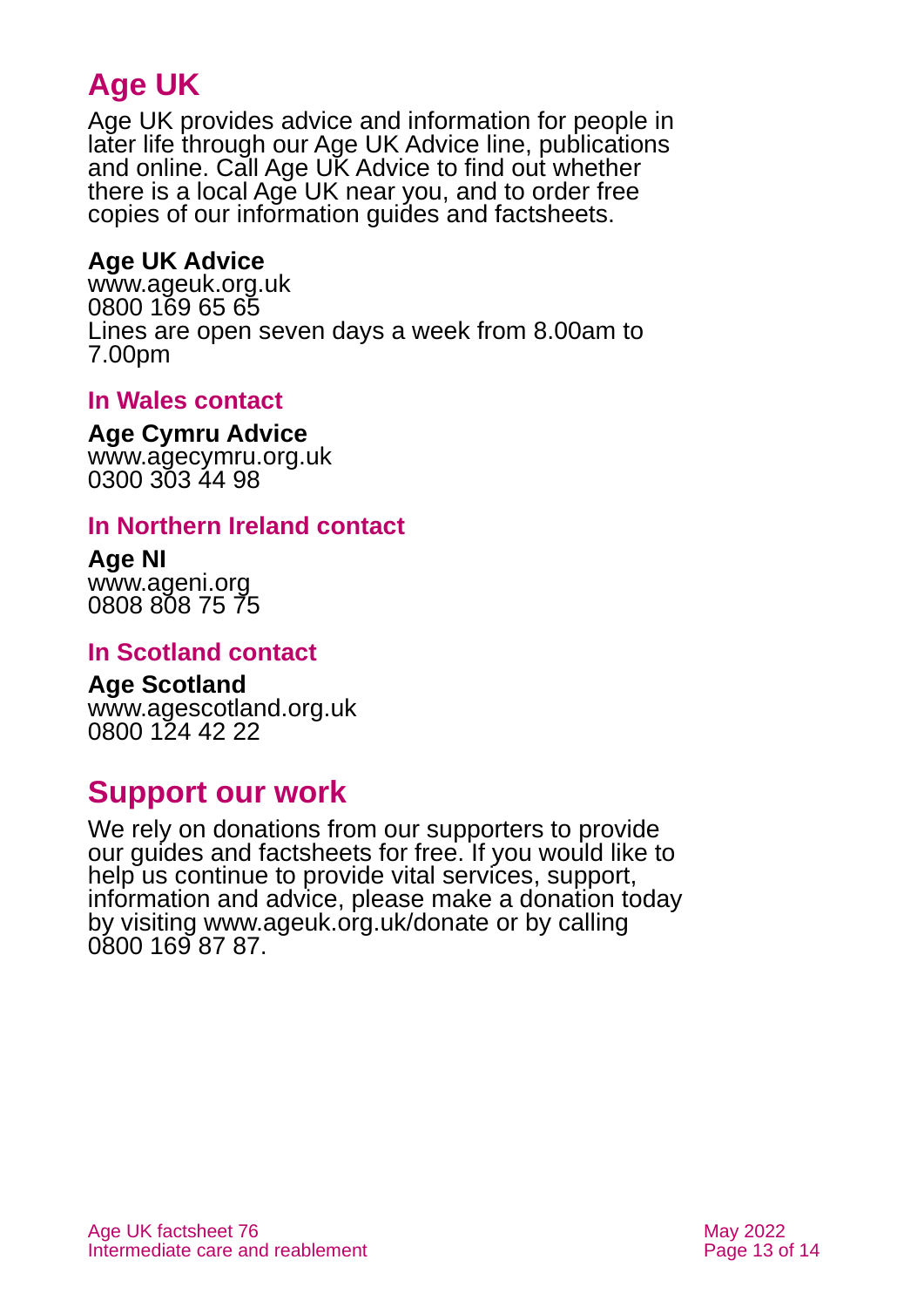## Age UK

Age UK provides advice and information for people in later life through our Age UK Advice line, publications and online. Call Age UK Advice to find out whether there is a local Age UK near you, and to order free copies of our information guides and factsheets.

**Age UK Advice**
www.ageuk.org.uk
0800 169 65 65
Lines are open seven days a week from 8.00am to 7.00pm

### In Wales contact

**Age Cymru Advice**
www.agecymru.org.uk
0300 303 44 98

### In Northern Ireland contact

**Age NI**
www.ageni.org
0808 808 75 75

### In Scotland contact

**Age Scotland**
www.agescotland.org.uk
0800 124 42 22

## Support our work

We rely on donations from our supporters to provide our guides and factsheets for free. If you would like to help us continue to provide vital services, support, information and advice, please make a donation today by visiting www.ageuk.org.uk/donate or by calling 0800 169 87 87.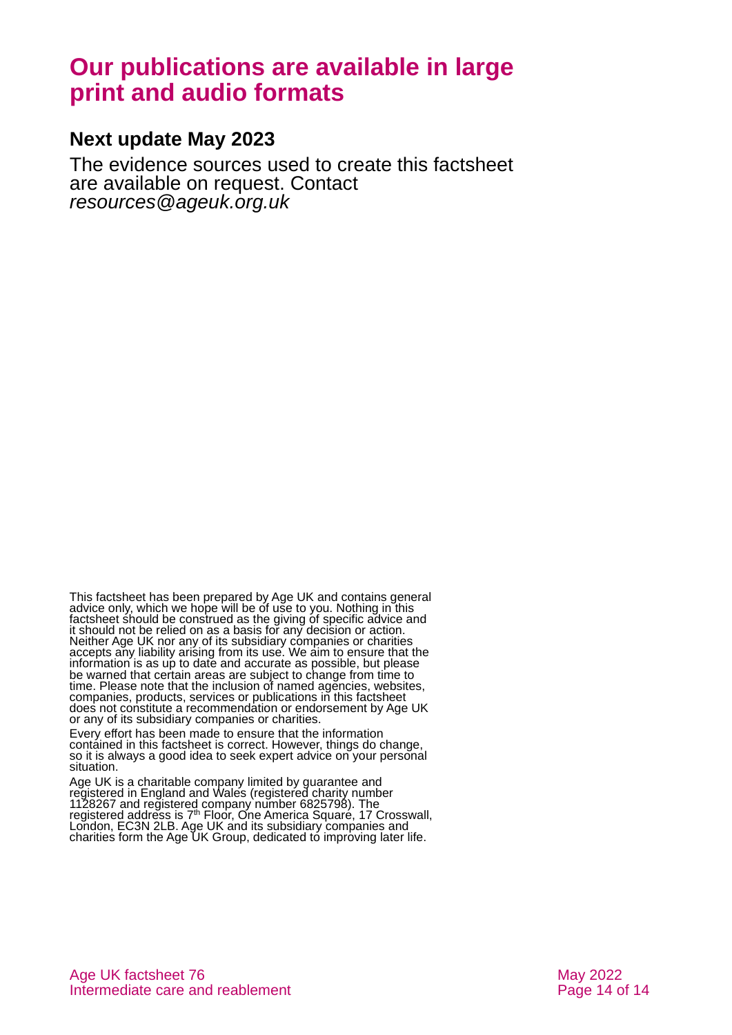# Our publications are available in large print and audio formats

## Next update May 2023

The evidence sources used to create this factsheet are available on request. Contact *resources@ageuk.org.uk*

This factsheet has been prepared by Age UK and contains general advice only, which we hope will be of use to you. Nothing in this factsheet should be construed as the giving of specific advice and it should not be relied on as a basis for any decision or action. Neither Age UK nor any of its subsidiary companies or charities accepts any liability arising from its use. We aim to ensure that the information is as up to date and accurate as possible, but please be warned that certain areas are subject to change from time to time. Please note that the inclusion of named agencies, websites, companies, products, services or publications in this factsheet does not constitute a recommendation or endorsement by Age UK or any of its subsidiary companies or charities.

Every effort has been made to ensure that the information contained in this factsheet is correct. However, things do change, so it is always a good idea to seek expert advice on your personal situation.

Age UK is a charitable company limited by guarantee and registered in England and Wales (registered charity number 1128267 and registered company number 6825798). The registered address is 7th Floor, One America Square, 17 Crosswall, London, EC3N 2LB. Age UK and its subsidiary companies and charities form the Age UK Group, dedicated to improving later life.